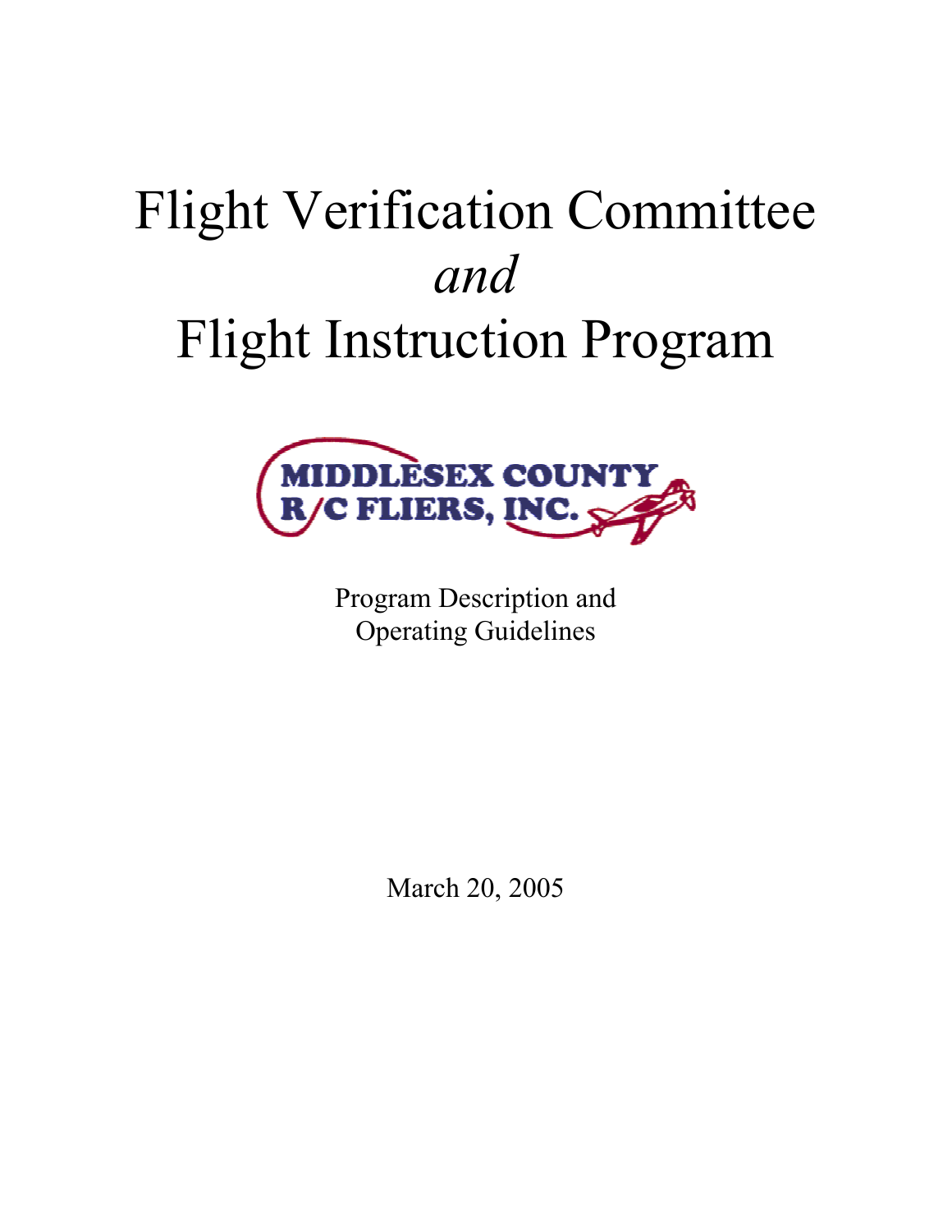# Flight Verification Committee
# *and*
# Flight Instruction Program

MIDDLESEX COUNTY R/C FLIERS, INC.

Program Description and
Operating Guidelines

March 20, 2005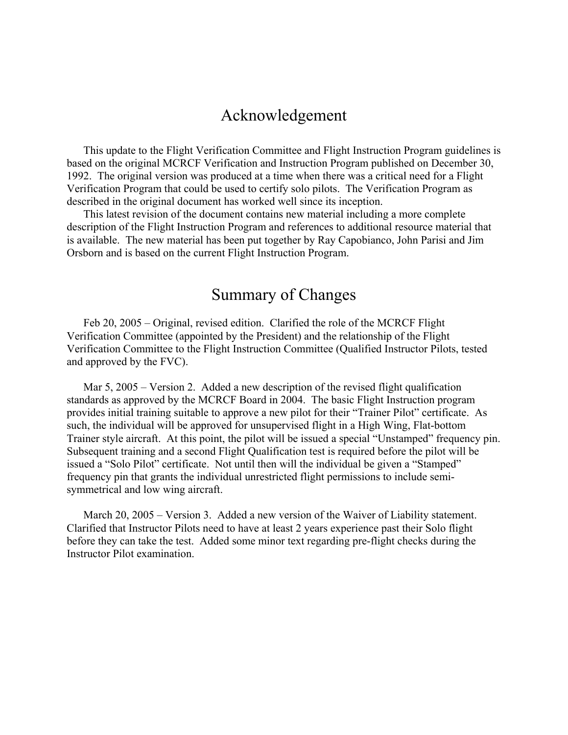# Acknowledgement

This update to the Flight Verification Committee and Flight Instruction Program guidelines is based on the original MCRCF Verification and Instruction Program published on December 30, 1992. The original version was produced at a time when there was a critical need for a Flight Verification Program that could be used to certify solo pilots. The Verification Program as described in the original document has worked well since its inception.

This latest revision of the document contains new material including a more complete description of the Flight Instruction Program and references to additional resource material that is available. The new material has been put together by Ray Capobianco, John Parisi and Jim Orsborn and is based on the current Flight Instruction Program.

# Summary of Changes

Feb 20, 2005 – Original, revised edition. Clarified the role of the MCRCF Flight Verification Committee (appointed by the President) and the relationship of the Flight Verification Committee to the Flight Instruction Committee (Qualified Instructor Pilots, tested and approved by the FVC).

Mar 5, 2005 – Version 2. Added a new description of the revised flight qualification standards as approved by the MCRCF Board in 2004. The basic Flight Instruction program provides initial training suitable to approve a new pilot for their "Trainer Pilot" certificate. As such, the individual will be approved for unsupervised flight in a High Wing, Flat-bottom Trainer style aircraft. At this point, the pilot will be issued a special "Unstamped" frequency pin. Subsequent training and a second Flight Qualification test is required before the pilot will be issued a "Solo Pilot" certificate. Not until then will the individual be given a "Stamped" frequency pin that grants the individual unrestricted flight permissions to include semi-symmetrical and low wing aircraft.

March 20, 2005 – Version 3. Added a new version of the Waiver of Liability statement. Clarified that Instructor Pilots need to have at least 2 years experience past their Solo flight before they can take the test. Added some minor text regarding pre-flight checks during the Instructor Pilot examination.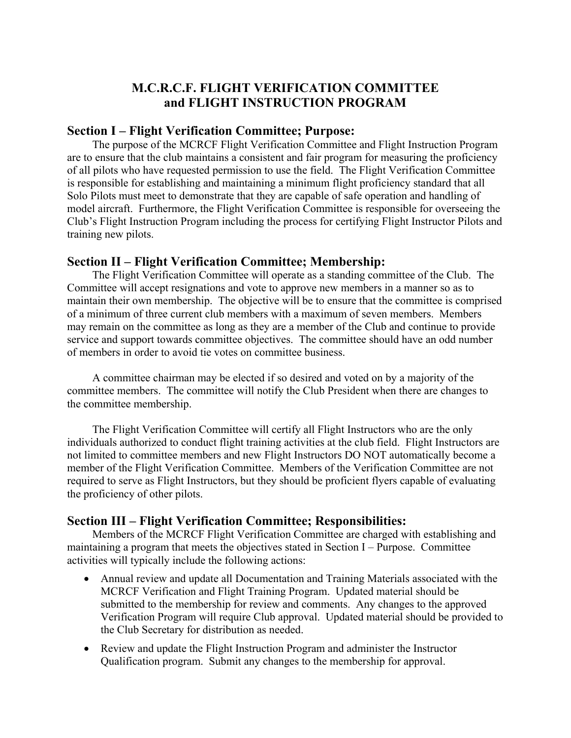# M.C.R.C.F. FLIGHT VERIFICATION COMMITTEE and FLIGHT INSTRUCTION PROGRAM

## Section I – Flight Verification Committee; Purpose:

The purpose of the MCRCF Flight Verification Committee and Flight Instruction Program are to ensure that the club maintains a consistent and fair program for measuring the proficiency of all pilots who have requested permission to use the field. The Flight Verification Committee is responsible for establishing and maintaining a minimum flight proficiency standard that all Solo Pilots must meet to demonstrate that they are capable of safe operation and handling of model aircraft. Furthermore, the Flight Verification Committee is responsible for overseeing the Club's Flight Instruction Program including the process for certifying Flight Instructor Pilots and training new pilots.

## Section II – Flight Verification Committee; Membership:

The Flight Verification Committee will operate as a standing committee of the Club. The Committee will accept resignations and vote to approve new members in a manner so as to maintain their own membership. The objective will be to ensure that the committee is comprised of a minimum of three current club members with a maximum of seven members. Members may remain on the committee as long as they are a member of the Club and continue to provide service and support towards committee objectives. The committee should have an odd number of members in order to avoid tie votes on committee business.

A committee chairman may be elected if so desired and voted on by a majority of the committee members. The committee will notify the Club President when there are changes to the committee membership.

The Flight Verification Committee will certify all Flight Instructors who are the only individuals authorized to conduct flight training activities at the club field. Flight Instructors are not limited to committee members and new Flight Instructors DO NOT automatically become a member of the Flight Verification Committee. Members of the Verification Committee are not required to serve as Flight Instructors, but they should be proficient flyers capable of evaluating the proficiency of other pilots.

## Section III – Flight Verification Committee; Responsibilities:

Members of the MCRCF Flight Verification Committee are charged with establishing and maintaining a program that meets the objectives stated in Section I – Purpose. Committee activities will typically include the following actions:

- Annual review and update all Documentation and Training Materials associated with the MCRCF Verification and Flight Training Program. Updated material should be submitted to the membership for review and comments. Any changes to the approved Verification Program will require Club approval. Updated material should be provided to the Club Secretary for distribution as needed.
- Review and update the Flight Instruction Program and administer the Instructor Qualification program. Submit any changes to the membership for approval.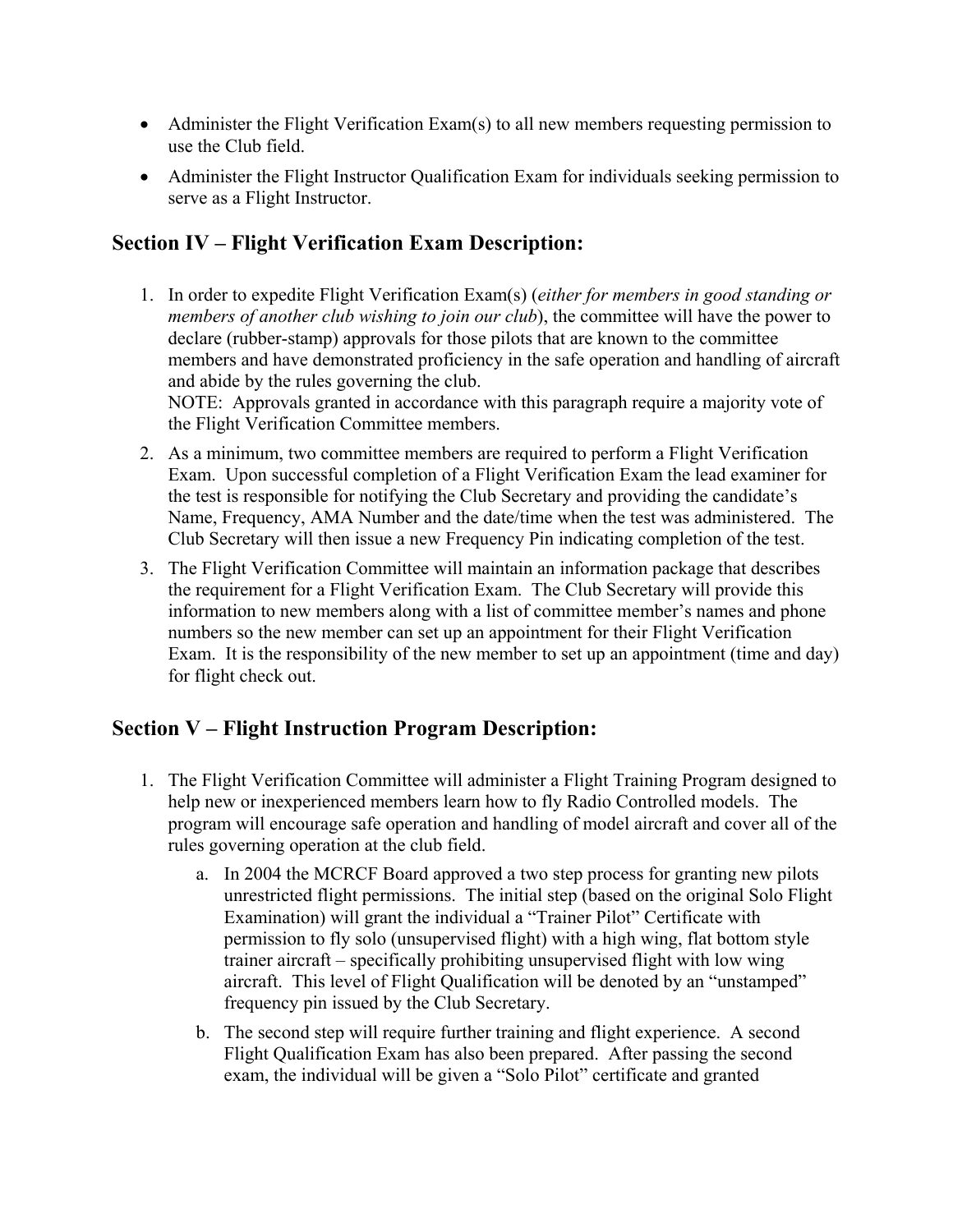- Administer the Flight Verification Exam(s) to all new members requesting permission to use the Club field.
- Administer the Flight Instructor Qualification Exam for individuals seeking permission to serve as a Flight Instructor.

## Section IV – Flight Verification Exam Description:

1. In order to expedite Flight Verification Exam(s) (*either for members in good standing or members of another club wishing to join our club*), the committee will have the power to declare (rubber-stamp) approvals for those pilots that are known to the committee members and have demonstrated proficiency in the safe operation and handling of aircraft and abide by the rules governing the club.
   NOTE: Approvals granted in accordance with this paragraph require a majority vote of the Flight Verification Committee members.
2. As a minimum, two committee members are required to perform a Flight Verification Exam. Upon successful completion of a Flight Verification Exam the lead examiner for the test is responsible for notifying the Club Secretary and providing the candidate's Name, Frequency, AMA Number and the date/time when the test was administered. The Club Secretary will then issue a new Frequency Pin indicating completion of the test.
3. The Flight Verification Committee will maintain an information package that describes the requirement for a Flight Verification Exam. The Club Secretary will provide this information to new members along with a list of committee member's names and phone numbers so the new member can set up an appointment for their Flight Verification Exam. It is the responsibility of the new member to set up an appointment (time and day) for flight check out.

## Section V – Flight Instruction Program Description:

1. The Flight Verification Committee will administer a Flight Training Program designed to help new or inexperienced members learn how to fly Radio Controlled models. The program will encourage safe operation and handling of model aircraft and cover all of the rules governing operation at the club field.
   a. In 2004 the MCRCF Board approved a two step process for granting new pilots unrestricted flight permissions. The initial step (based on the original Solo Flight Examination) will grant the individual a "Trainer Pilot" Certificate with permission to fly solo (unsupervised flight) with a high wing, flat bottom style trainer aircraft – specifically prohibiting unsupervised flight with low wing aircraft. This level of Flight Qualification will be denoted by an "unstamped" frequency pin issued by the Club Secretary.
   b. The second step will require further training and flight experience. A second Flight Qualification Exam has also been prepared. After passing the second exam, the individual will be given a "Solo Pilot" certificate and granted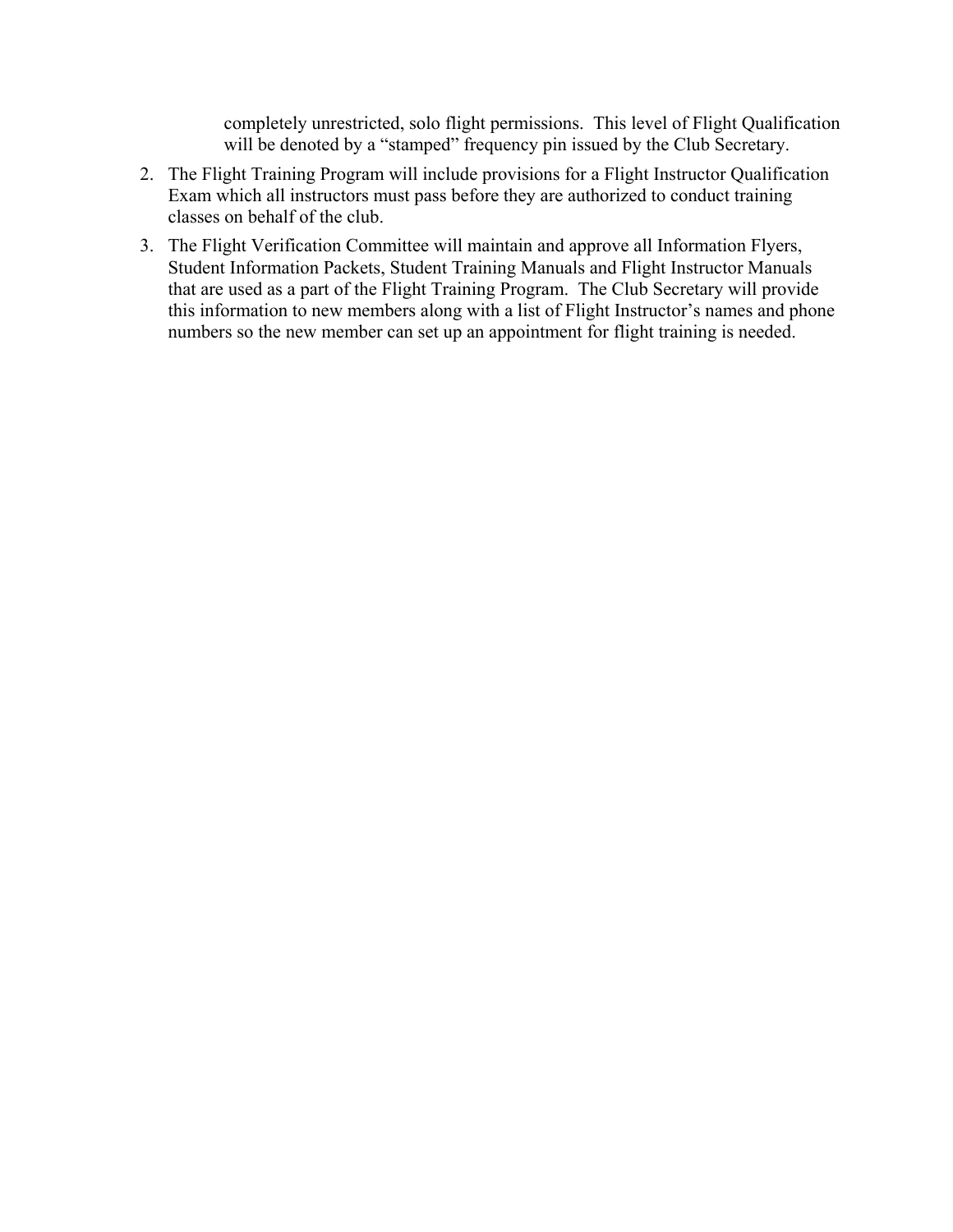completely unrestricted, solo flight permissions. This level of Flight Qualification will be denoted by a “stamped” frequency pin issued by the Club Secretary.

2. The Flight Training Program will include provisions for a Flight Instructor Qualification Exam which all instructors must pass before they are authorized to conduct training classes on behalf of the club.
3. The Flight Verification Committee will maintain and approve all Information Flyers, Student Information Packets, Student Training Manuals and Flight Instructor Manuals that are used as a part of the Flight Training Program. The Club Secretary will provide this information to new members along with a list of Flight Instructor’s names and phone numbers so the new member can set up an appointment for flight training is needed.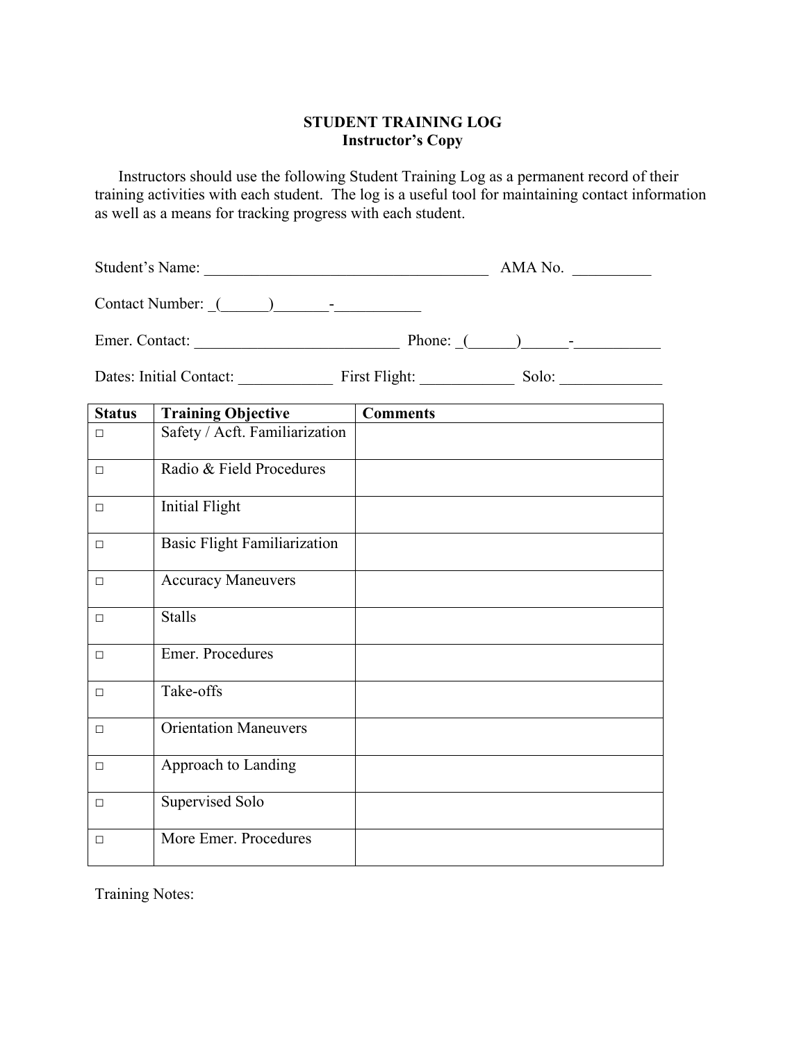**STUDENT TRAINING LOG**
**Instructor's Copy**

Instructors should use the following Student Training Log as a permanent record of their training activities with each student. The log is a useful tool for maintaining contact information as well as a means for tracking progress with each student.

Student's Name: ____________________________________ AMA No. __________

Contact Number: _(______)_______-___________

Emer. Contact: __________________________ Phone: _(______)______-___________

Dates: Initial Contact: ____________ First Flight: ____________ Solo: _____________

| Status | Training Objective | Comments |
|---|---|---|
| □ | Safety / Acft. Familiarization | |
| □ | Radio & Field Procedures | |
| □ | Initial Flight | |
| □ | Basic Flight Familiarization | |
| □ | Accuracy Maneuvers | |
| □ | Stalls | |
| □ | Emer. Procedures | |
| □ | Take-offs | |
| □ | Orientation Maneuvers | |
| □ | Approach to Landing | |
| □ | Supervised Solo | |
| □ | More Emer. Procedures | |

Training Notes: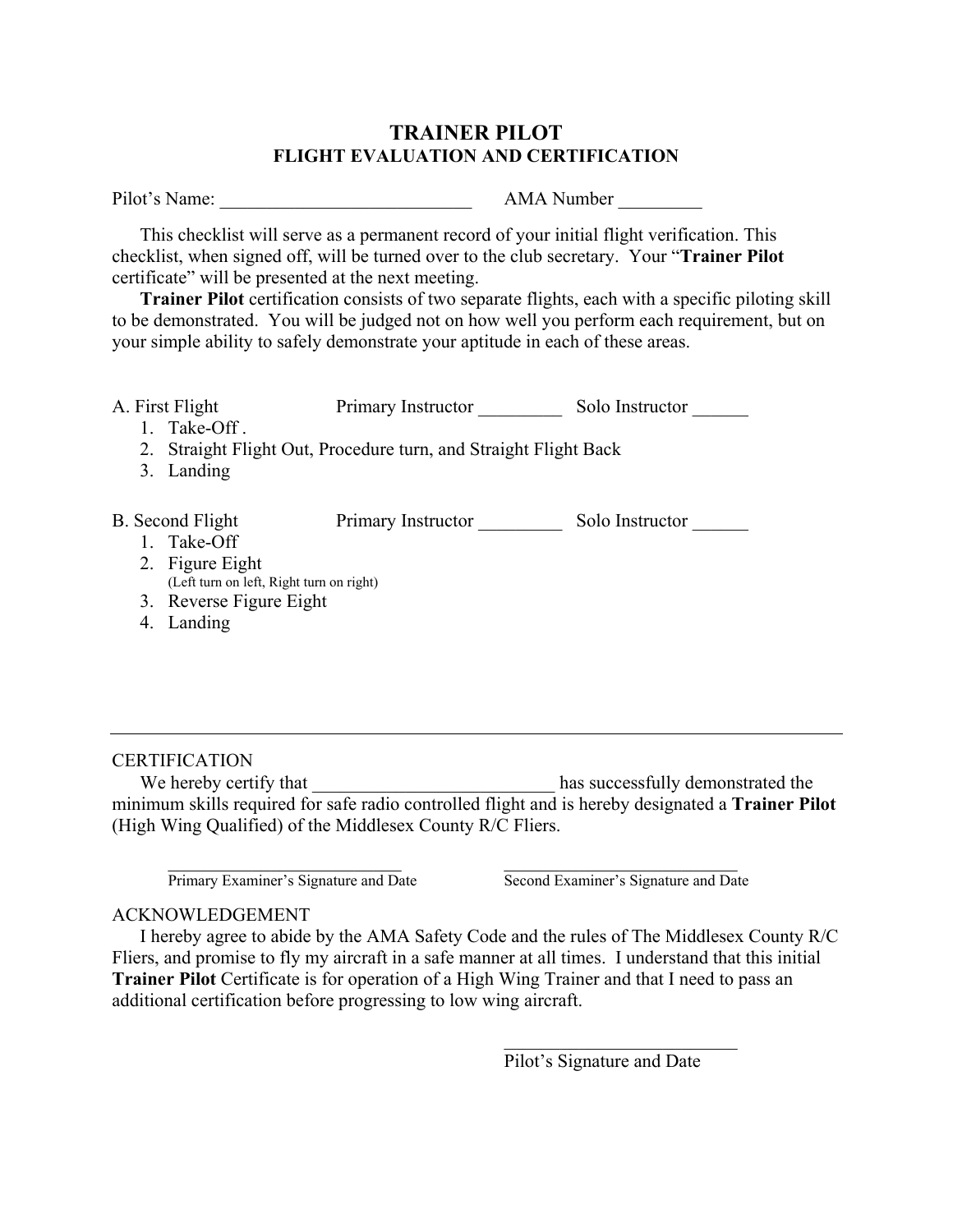# TRAINER PILOT

## FLIGHT EVALUATION AND CERTIFICATION

Pilot's Name: ___________________________ AMA Number _________

This checklist will serve as a permanent record of your initial flight verification. This checklist, when signed off, will be turned over to the club secretary. Your "**Trainer Pilot** certificate" will be presented at the next meeting.

**Trainer Pilot** certification consists of two separate flights, each with a specific piloting skill to be demonstrated. You will be judged not on how well you perform each requirement, but on your simple ability to safely demonstrate your aptitude in each of these areas.

A. First Flight Primary Instructor _________ Solo Instructor ______

1. Take-Off .
2. Straight Flight Out, Procedure turn, and Straight Flight Back
3. Landing

B. Second Flight Primary Instructor _________ Solo Instructor ______

1. Take-Off
2. Figure Eight
   (Left turn on left, Right turn on right)
3. Reverse Figure Eight
4. Landing

---

CERTIFICATION

We hereby certify that __________________________ has successfully demonstrated the minimum skills required for safe radio controlled flight and is hereby designated a **Trainer Pilot** (High Wing Qualified) of the Middlesex County R/C Fliers.

______________________________ Primary Examiner's Signature and Date

______________________________ Second Examiner's Signature and Date

ACKNOWLEDGEMENT

I hereby agree to abide by the AMA Safety Code and the rules of The Middlesex County R/C Fliers, and promise to fly my aircraft in a safe manner at all times. I understand that this initial **Trainer Pilot** Certificate is for operation of a High Wing Trainer and that I need to pass an additional certification before progressing to low wing aircraft.

______________________________ Pilot's Signature and Date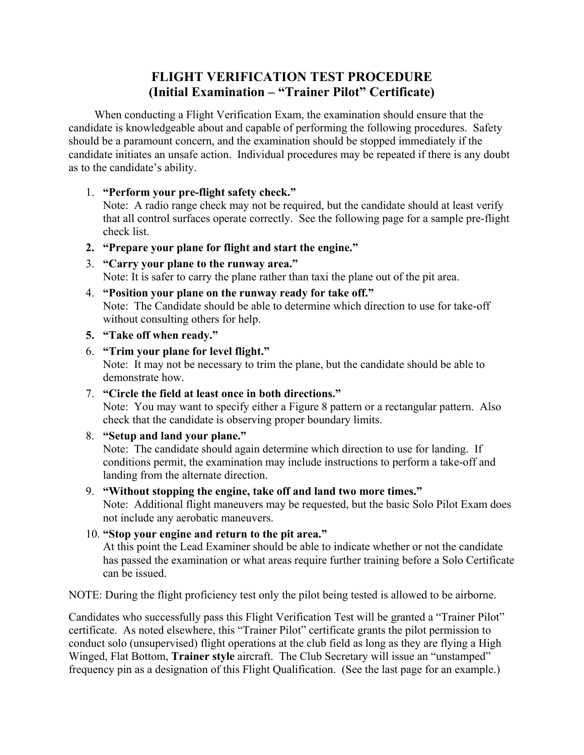# FLIGHT VERIFICATION TEST PROCEDURE
## (Initial Examination – "Trainer Pilot" Certificate)

When conducting a Flight Verification Exam, the examination should ensure that the candidate is knowledgeable about and capable of performing the following procedures. Safety should be a paramount concern, and the examination should be stopped immediately if the candidate initiates an unsafe action. Individual procedures may be repeated if there is any doubt as to the candidate's ability.

1. **"Perform your pre-flight safety check."**
   Note: A radio range check may not be required, but the candidate should at least verify that all control surfaces operate correctly. See the following page for a sample pre-flight check list.
2. **"Prepare your plane for flight and start the engine."**
3. **"Carry your plane to the runway area."**
   Note: It is safer to carry the plane rather than taxi the plane out of the pit area.
4. **"Position your plane on the runway ready for take off."**
   Note: The Candidate should be able to determine which direction to use for take-off without consulting others for help.
5. **"Take off when ready."**
6. **"Trim your plane for level flight."**
   Note: It may not be necessary to trim the plane, but the candidate should be able to demonstrate how.
7. **"Circle the field at least once in both directions."**
   Note: You may want to specify either a Figure 8 pattern or a rectangular pattern. Also check that the candidate is observing proper boundary limits.
8. **"Setup and land your plane."**
   Note: The candidate should again determine which direction to use for landing. If conditions permit, the examination may include instructions to perform a take-off and landing from the alternate direction.
9. **"Without stopping the engine, take off and land two more times."**
   Note: Additional flight maneuvers may be requested, but the basic Solo Pilot Exam does not include any aerobatic maneuvers.
10. **"Stop your engine and return to the pit area."**
    At this point the Lead Examiner should be able to indicate whether or not the candidate has passed the examination or what areas require further training before a Solo Certificate can be issued.

NOTE: During the flight proficiency test only the pilot being tested is allowed to be airborne.

Candidates who successfully pass this Flight Verification Test will be granted a "Trainer Pilot" certificate. As noted elsewhere, this "Trainer Pilot" certificate grants the pilot permission to conduct solo (unsupervised) flight operations at the club field as long as they are flying a High Winged, Flat Bottom, **Trainer style** aircraft. The Club Secretary will issue an "unstamped" frequency pin as a designation of this Flight Qualification. (See the last page for an example.)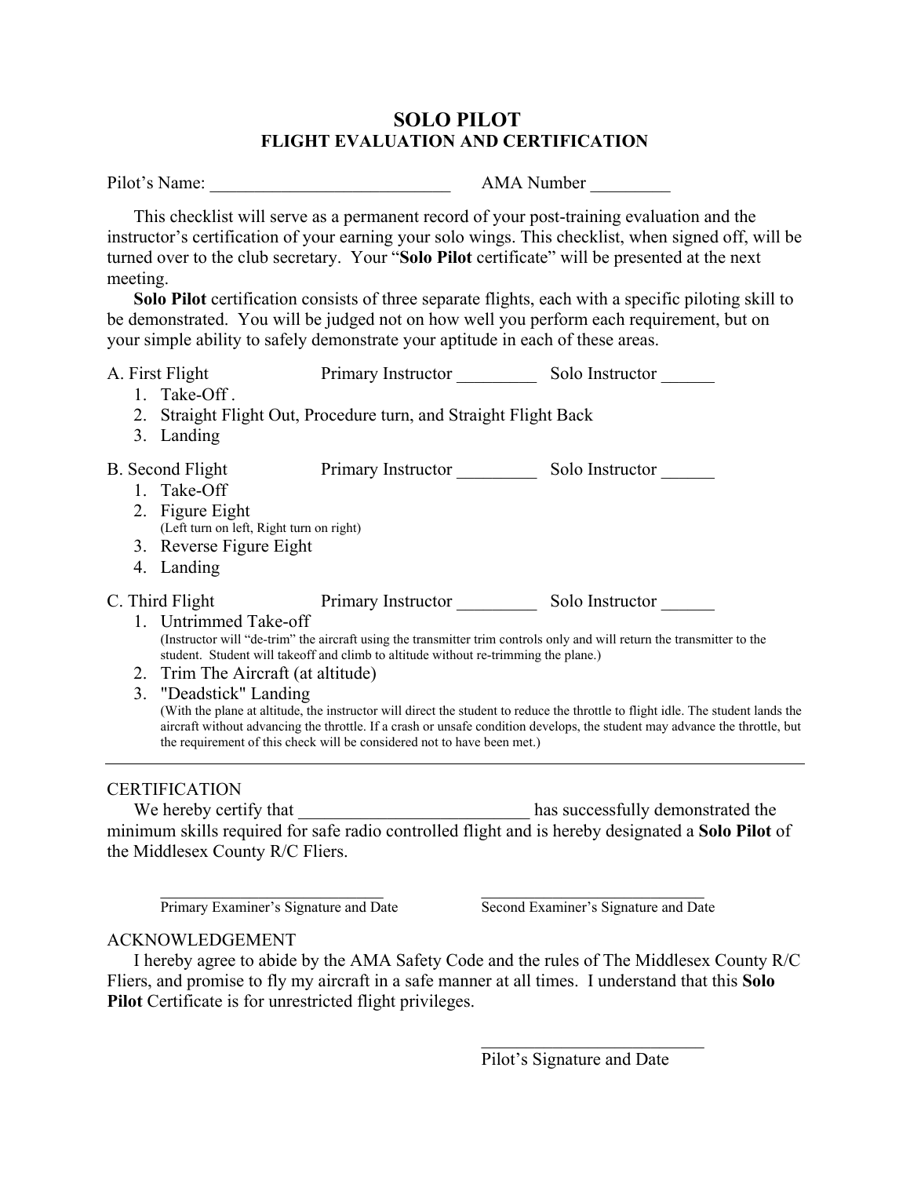# SOLO PILOT
## FLIGHT EVALUATION AND CERTIFICATION

Pilot's Name: ___________________________ AMA Number _________

This checklist will serve as a permanent record of your post-training evaluation and the instructor's certification of your earning your solo wings. This checklist, when signed off, will be turned over to the club secretary. Your "**Solo Pilot** certificate" will be presented at the next meeting.

**Solo Pilot** certification consists of three separate flights, each with a specific piloting skill to be demonstrated. You will be judged not on how well you perform each requirement, but on your simple ability to safely demonstrate your aptitude in each of these areas.

A. First Flight Primary Instructor _________ Solo Instructor ______

1. Take-Off .
2. Straight Flight Out, Procedure turn, and Straight Flight Back
3. Landing

B. Second Flight Primary Instructor _________ Solo Instructor ______

1. Take-Off
2. Figure Eight
   (Left turn on left, Right turn on right)
3. Reverse Figure Eight
4. Landing

C. Third Flight Primary Instructor _________ Solo Instructor ______

1. Untrimmed Take-off
   (Instructor will "de-trim" the aircraft using the transmitter trim controls only and will return the transmitter to the student. Student will takeoff and climb to altitude without re-trimming the plane.)
2. Trim The Aircraft (at altitude)
3. "Deadstick" Landing
   (With the plane at altitude, the instructor will direct the student to reduce the throttle to flight idle. The student lands the aircraft without advancing the throttle. If a crash or unsafe condition develops, the student may advance the throttle, but the requirement of this check will be considered not to have been met.)

---

CERTIFICATION

We hereby certify that __________________________ has successfully demonstrated the minimum skills required for safe radio controlled flight and is hereby designated a **Solo Pilot** of the Middlesex County R/C Fliers.

____________________________ ____________________________
Primary Examiner's Signature and Date Second Examiner's Signature and Date

ACKNOWLEDGEMENT

I hereby agree to abide by the AMA Safety Code and the rules of The Middlesex County R/C Fliers, and promise to fly my aircraft in a safe manner at all times. I understand that this **Solo Pilot** Certificate is for unrestricted flight privileges.

____________________________
Pilot's Signature and Date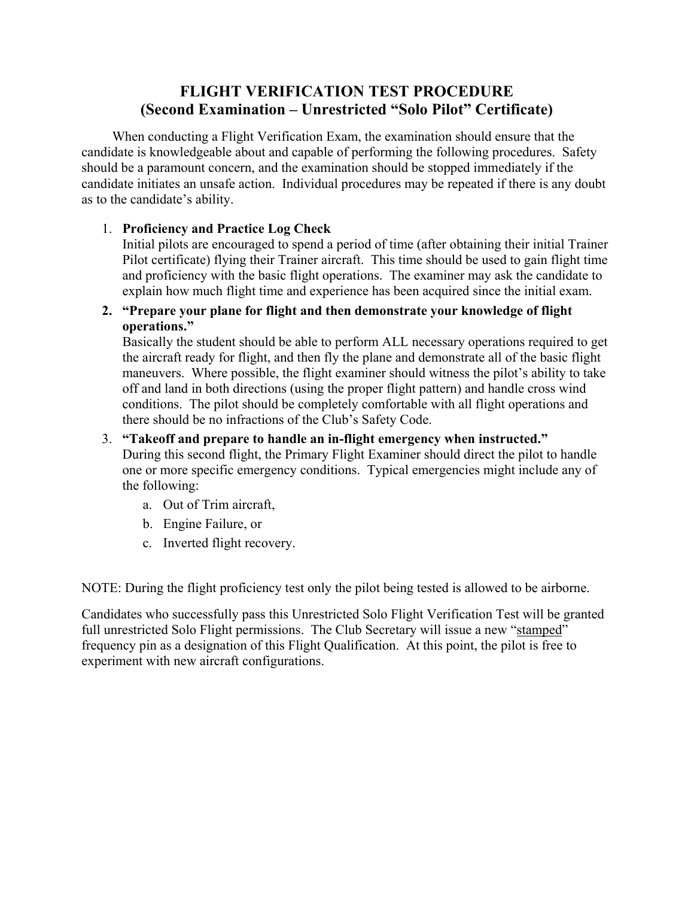# FLIGHT VERIFICATION TEST PROCEDURE
## (Second Examination – Unrestricted "Solo Pilot" Certificate)

When conducting a Flight Verification Exam, the examination should ensure that the candidate is knowledgeable about and capable of performing the following procedures. Safety should be a paramount concern, and the examination should be stopped immediately if the candidate initiates an unsafe action. Individual procedures may be repeated if there is any doubt as to the candidate's ability.

1. **Proficiency and Practice Log Check**
   Initial pilots are encouraged to spend a period of time (after obtaining their initial Trainer Pilot certificate) flying their Trainer aircraft. This time should be used to gain flight time and proficiency with the basic flight operations. The examiner may ask the candidate to explain how much flight time and experience has been acquired since the initial exam.
2. **"Prepare your plane for flight and then demonstrate your knowledge of flight operations."**
   Basically the student should be able to perform ALL necessary operations required to get the aircraft ready for flight, and then fly the plane and demonstrate all of the basic flight maneuvers. Where possible, the flight examiner should witness the pilot's ability to take off and land in both directions (using the proper flight pattern) and handle cross wind conditions. The pilot should be completely comfortable with all flight operations and there should be no infractions of the Club's Safety Code.
3. **"Takeoff and prepare to handle an in-flight emergency when instructed."**
   During this second flight, the Primary Flight Examiner should direct the pilot to handle one or more specific emergency conditions. Typical emergencies might include any of the following:
   a. Out of Trim aircraft,
   b. Engine Failure, or
   c. Inverted flight recovery.

NOTE: During the flight proficiency test only the pilot being tested is allowed to be airborne.

Candidates who successfully pass this Unrestricted Solo Flight Verification Test will be granted full unrestricted Solo Flight permissions. The Club Secretary will issue a new "stamped" frequency pin as a designation of this Flight Qualification. At this point, the pilot is free to experiment with new aircraft configurations.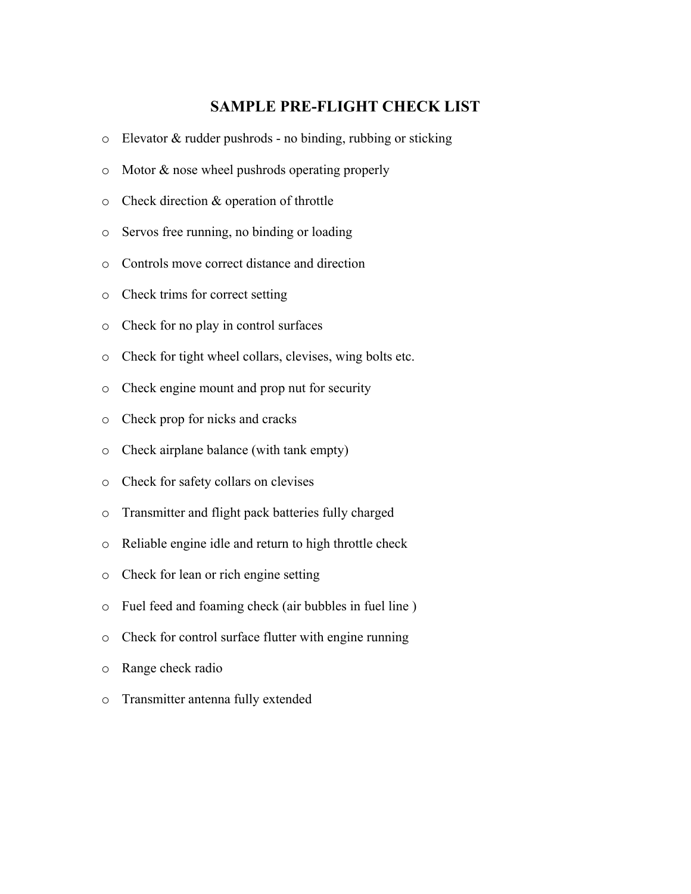# SAMPLE PRE-FLIGHT CHECK LIST

- Elevator & rudder pushrods - no binding, rubbing or sticking
- Motor & nose wheel pushrods operating properly
- Check direction & operation of throttle
- Servos free running, no binding or loading
- Controls move correct distance and direction
- Check trims for correct setting
- Check for no play in control surfaces
- Check for tight wheel collars, clevises, wing bolts etc.
- Check engine mount and prop nut for security
- Check prop for nicks and cracks
- Check airplane balance (with tank empty)
- Check for safety collars on clevises
- Transmitter and flight pack batteries fully charged
- Reliable engine idle and return to high throttle check
- Check for lean or rich engine setting
- Fuel feed and foaming check (air bubbles in fuel line )
- Check for control surface flutter with engine running
- Range check radio
- Transmitter antenna fully extended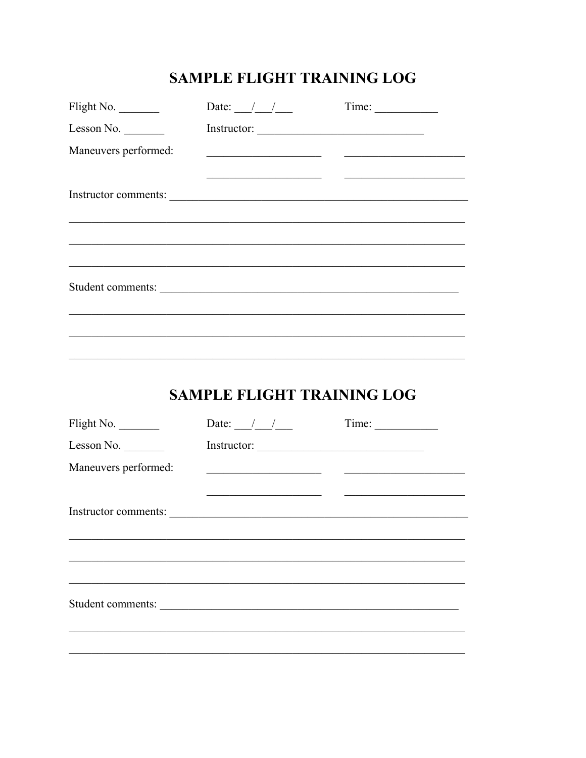## SAMPLE FLIGHT TRAINING LOG

Flight No. _______ Date: ___/___/___ Time: ___________

Lesson No. _______ Instructor: _____________________________

Maneuvers performed: ____________________ ____________________

____________________ ____________________

Instructor comments: _____________________________________________________

_______________________________________________________________________

_______________________________________________________________________

_______________________________________________________________________

Student comments: _______________________________________________________

_______________________________________________________________________

_______________________________________________________________________

_______________________________________________________________________

## SAMPLE FLIGHT TRAINING LOG

Flight No. _______ Date: ___/___/___ Time: ___________

Lesson No. _______ Instructor: _____________________________

Maneuvers performed: ____________________ ____________________

____________________ ____________________

Instructor comments: _____________________________________________________

_______________________________________________________________________

_______________________________________________________________________

_______________________________________________________________________

Student comments: _______________________________________________________

_______________________________________________________________________

_______________________________________________________________________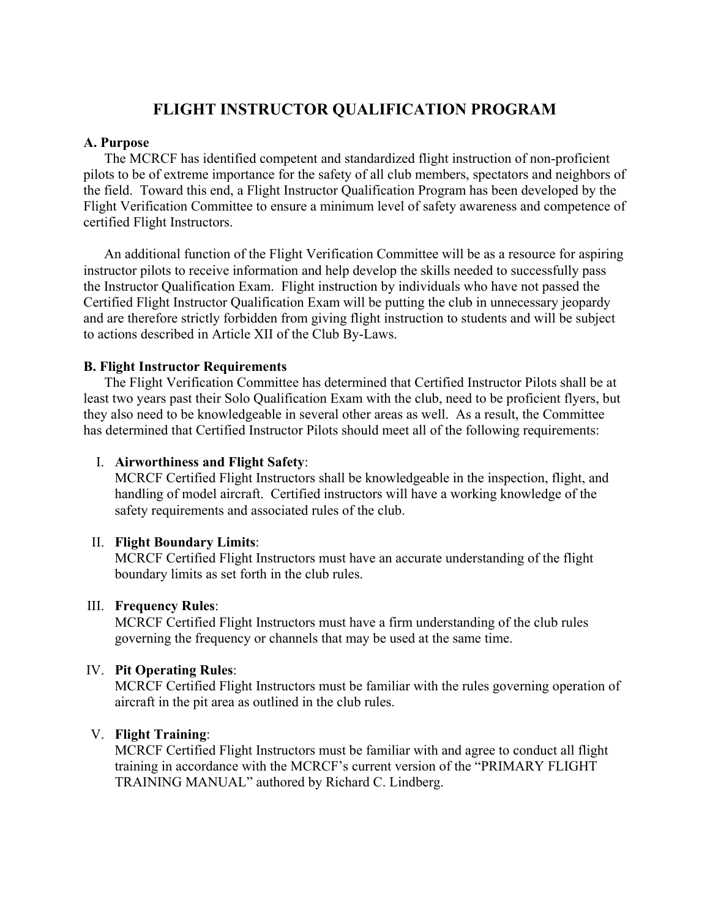# FLIGHT INSTRUCTOR QUALIFICATION PROGRAM

**A. Purpose**

The MCRCF has identified competent and standardized flight instruction of non-proficient pilots to be of extreme importance for the safety of all club members, spectators and neighbors of the field. Toward this end, a Flight Instructor Qualification Program has been developed by the Flight Verification Committee to ensure a minimum level of safety awareness and competence of certified Flight Instructors.

An additional function of the Flight Verification Committee will be as a resource for aspiring instructor pilots to receive information and help develop the skills needed to successfully pass the Instructor Qualification Exam. Flight instruction by individuals who have not passed the Certified Flight Instructor Qualification Exam will be putting the club in unnecessary jeopardy and are therefore strictly forbidden from giving flight instruction to students and will be subject to actions described in Article XII of the Club By-Laws.

**B. Flight Instructor Requirements**

The Flight Verification Committee has determined that Certified Instructor Pilots shall be at least two years past their Solo Qualification Exam with the club, need to be proficient flyers, but they also need to be knowledgeable in several other areas as well. As a result, the Committee has determined that Certified Instructor Pilots should meet all of the following requirements:

I. **Airworthiness and Flight Safety**:
MCRCF Certified Flight Instructors shall be knowledgeable in the inspection, flight, and handling of model aircraft. Certified instructors will have a working knowledge of the safety requirements and associated rules of the club.

II. **Flight Boundary Limits**:
MCRCF Certified Flight Instructors must have an accurate understanding of the flight boundary limits as set forth in the club rules.

III. **Frequency Rules**:
MCRCF Certified Flight Instructors must have a firm understanding of the club rules governing the frequency or channels that may be used at the same time.

IV. **Pit Operating Rules**:
MCRCF Certified Flight Instructors must be familiar with the rules governing operation of aircraft in the pit area as outlined in the club rules.

V. **Flight Training**:
MCRCF Certified Flight Instructors must be familiar with and agree to conduct all flight training in accordance with the MCRCF's current version of the "PRIMARY FLIGHT TRAINING MANUAL" authored by Richard C. Lindberg.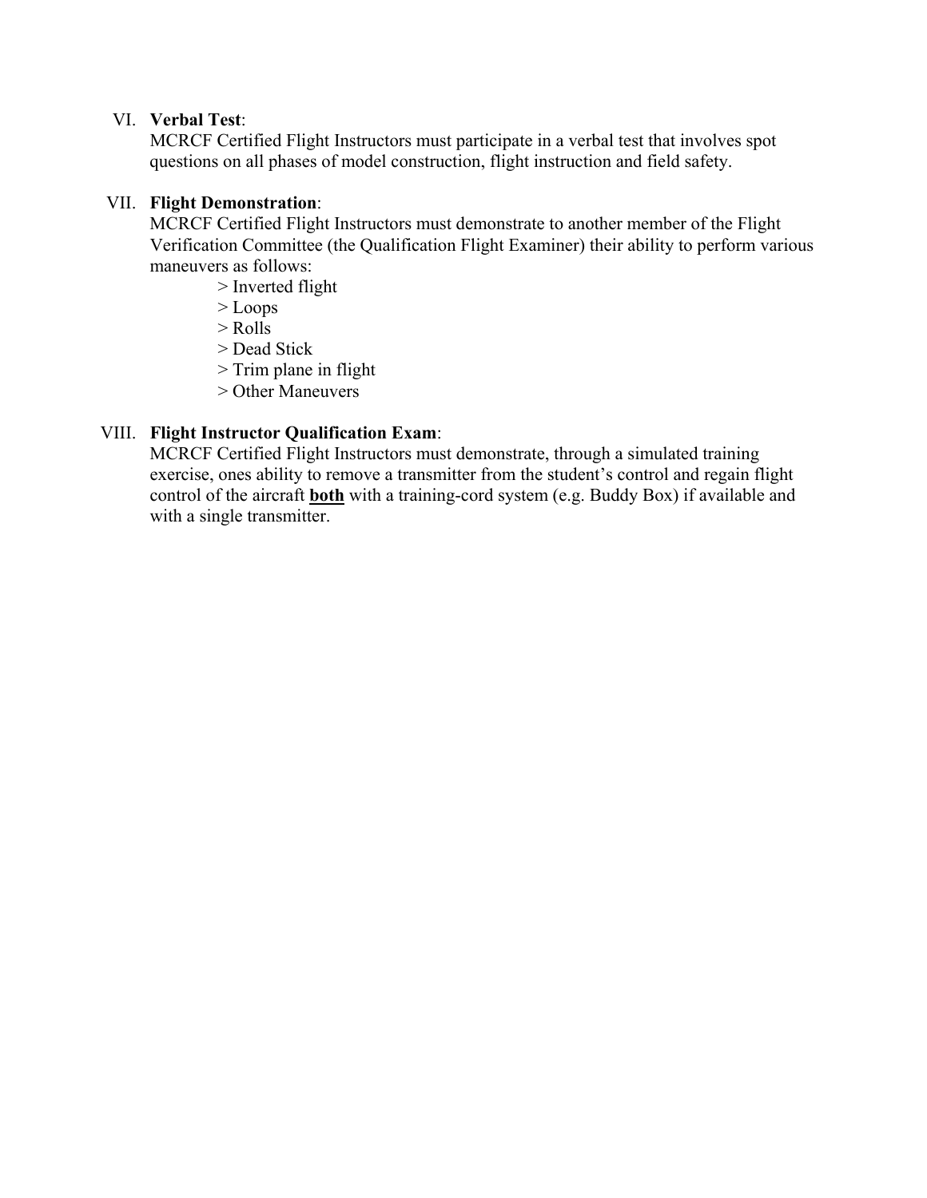VI. **Verbal Test**:

MCRCF Certified Flight Instructors must participate in a verbal test that involves spot questions on all phases of model construction, flight instruction and field safety.

VII. **Flight Demonstration**:

MCRCF Certified Flight Instructors must demonstrate to another member of the Flight Verification Committee (the Qualification Flight Examiner) their ability to perform various maneuvers as follows:

> Inverted flight
> Loops
> Rolls
> Dead Stick
> Trim plane in flight
> Other Maneuvers

VIII. **Flight Instructor Qualification Exam**:

MCRCF Certified Flight Instructors must demonstrate, through a simulated training exercise, ones ability to remove a transmitter from the student's control and regain flight control of the aircraft **both** with a training-cord system (e.g. Buddy Box) if available and with a single transmitter.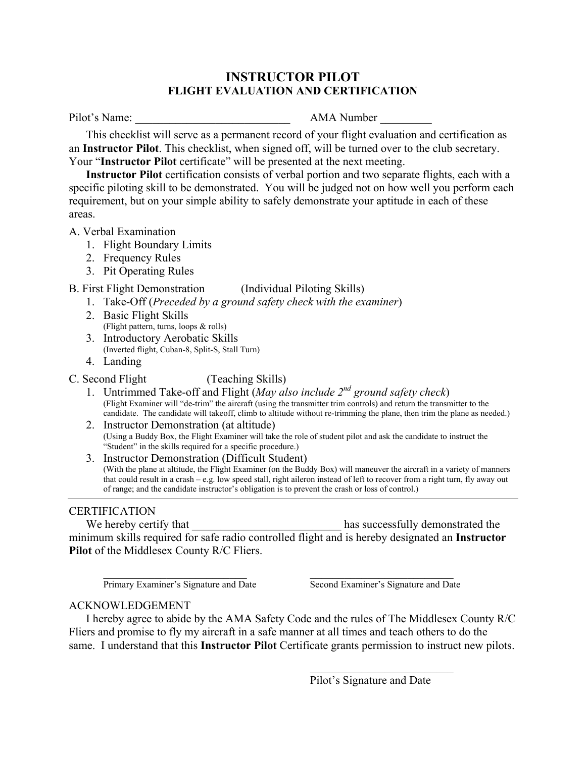# INSTRUCTOR PILOT
## FLIGHT EVALUATION AND CERTIFICATION

Pilot's Name: ___________________________ AMA Number _________

This checklist will serve as a permanent record of your flight evaluation and certification as an **Instructor Pilot**. This checklist, when signed off, will be turned over to the club secretary. Your "**Instructor Pilot** certificate" will be presented at the next meeting.

**Instructor Pilot** certification consists of verbal portion and two separate flights, each with a specific piloting skill to be demonstrated. You will be judged not on how well you perform each requirement, but on your simple ability to safely demonstrate your aptitude in each of these areas.

A. Verbal Examination

1. Flight Boundary Limits
2. Frequency Rules
3. Pit Operating Rules

B. First Flight Demonstration (Individual Piloting Skills)

1. Take-Off (*Preceded by a ground safety check with the examiner*)
2. Basic Flight Skills
   (Flight pattern, turns, loops & rolls)
3. Introductory Aerobatic Skills
   (Inverted flight, Cuban-8, Split-S, Stall Turn)
4. Landing

C. Second Flight (Teaching Skills)

1. Untrimmed Take-off and Flight (*May also include 2nd ground safety check*)
   (Flight Examiner will "de-trim" the aircraft (using the transmitter trim controls) and return the transmitter to the candidate. The candidate will takeoff, climb to altitude without re-trimming the plane, then trim the plane as needed.)
2. Instructor Demonstration (at altitude)
   (Using a Buddy Box, the Flight Examiner will take the role of student pilot and ask the candidate to instruct the "Student" in the skills required for a specific procedure.)
3. Instructor Demonstration (Difficult Student)
   (With the plane at altitude, the Flight Examiner (on the Buddy Box) will maneuver the aircraft in a variety of manners that could result in a crash – e.g. low speed stall, right aileron instead of left to recover from a right turn, fly away out of range; and the candidate instructor's obligation is to prevent the crash or loss of control.)

---

CERTIFICATION

We hereby certify that __________________________ has successfully demonstrated the minimum skills required for safe radio controlled flight and is hereby designated an **Instructor Pilot** of the Middlesex County R/C Fliers.

_____________________________ Primary Examiner's Signature and Date

_____________________________ Second Examiner's Signature and Date

ACKNOWLEDGEMENT

I hereby agree to abide by the AMA Safety Code and the rules of The Middlesex County R/C Fliers and promise to fly my aircraft in a safe manner at all times and teach others to do the same. I understand that this **Instructor Pilot** Certificate grants permission to instruct new pilots.

_____________________________ Pilot's Signature and Date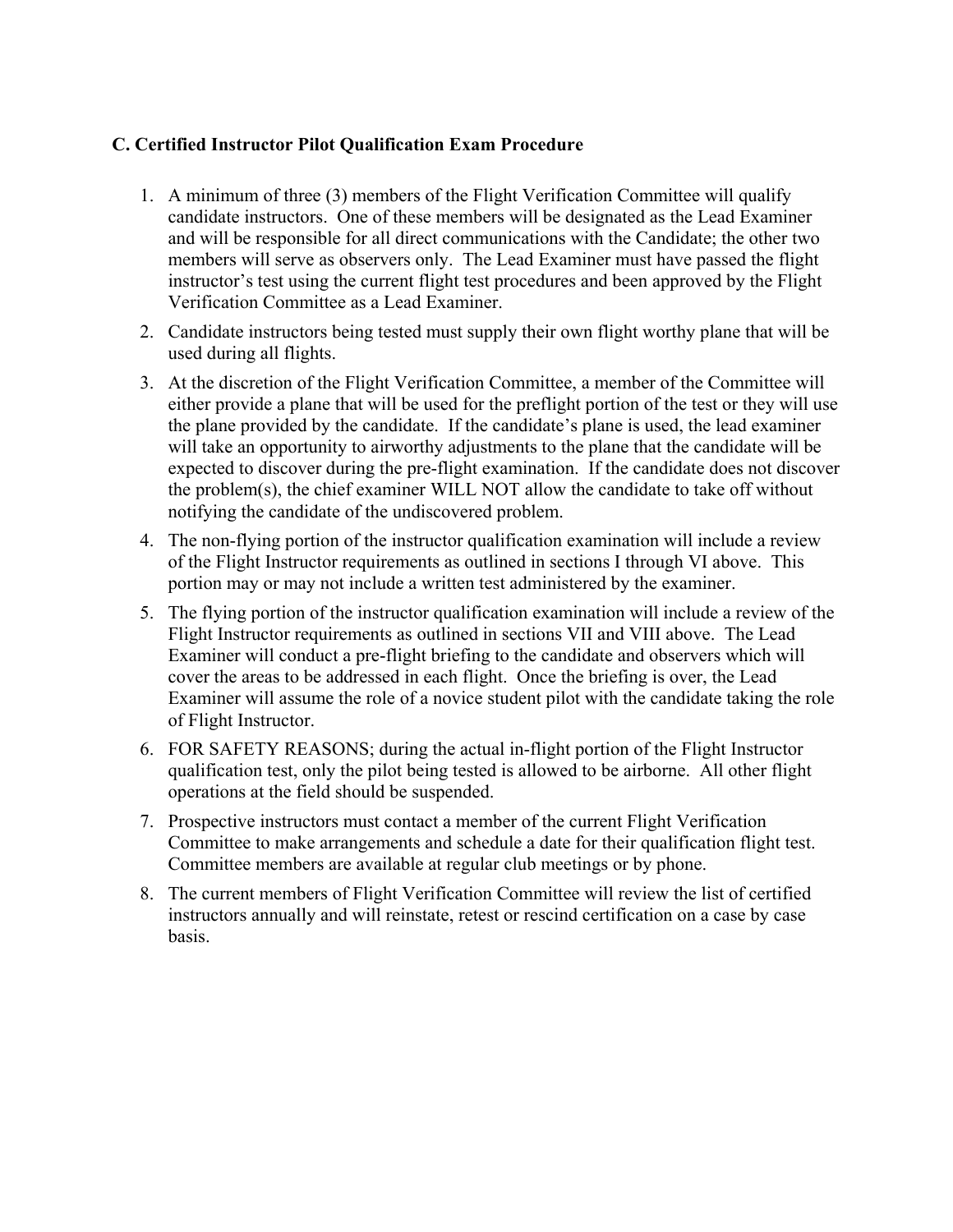### C. Certified Instructor Pilot Qualification Exam Procedure

1. A minimum of three (3) members of the Flight Verification Committee will qualify candidate instructors. One of these members will be designated as the Lead Examiner and will be responsible for all direct communications with the Candidate; the other two members will serve as observers only. The Lead Examiner must have passed the flight instructor's test using the current flight test procedures and been approved by the Flight Verification Committee as a Lead Examiner.
2. Candidate instructors being tested must supply their own flight worthy plane that will be used during all flights.
3. At the discretion of the Flight Verification Committee, a member of the Committee will either provide a plane that will be used for the preflight portion of the test or they will use the plane provided by the candidate. If the candidate's plane is used, the lead examiner will take an opportunity to airworthy adjustments to the plane that the candidate will be expected to discover during the pre-flight examination. If the candidate does not discover the problem(s), the chief examiner WILL NOT allow the candidate to take off without notifying the candidate of the undiscovered problem.
4. The non-flying portion of the instructor qualification examination will include a review of the Flight Instructor requirements as outlined in sections I through VI above. This portion may or may not include a written test administered by the examiner.
5. The flying portion of the instructor qualification examination will include a review of the Flight Instructor requirements as outlined in sections VII and VIII above. The Lead Examiner will conduct a pre-flight briefing to the candidate and observers which will cover the areas to be addressed in each flight. Once the briefing is over, the Lead Examiner will assume the role of a novice student pilot with the candidate taking the role of Flight Instructor.
6. FOR SAFETY REASONS; during the actual in-flight portion of the Flight Instructor qualification test, only the pilot being tested is allowed to be airborne. All other flight operations at the field should be suspended.
7. Prospective instructors must contact a member of the current Flight Verification Committee to make arrangements and schedule a date for their qualification flight test. Committee members are available at regular club meetings or by phone.
8. The current members of Flight Verification Committee will review the list of certified instructors annually and will reinstate, retest or rescind certification on a case by case basis.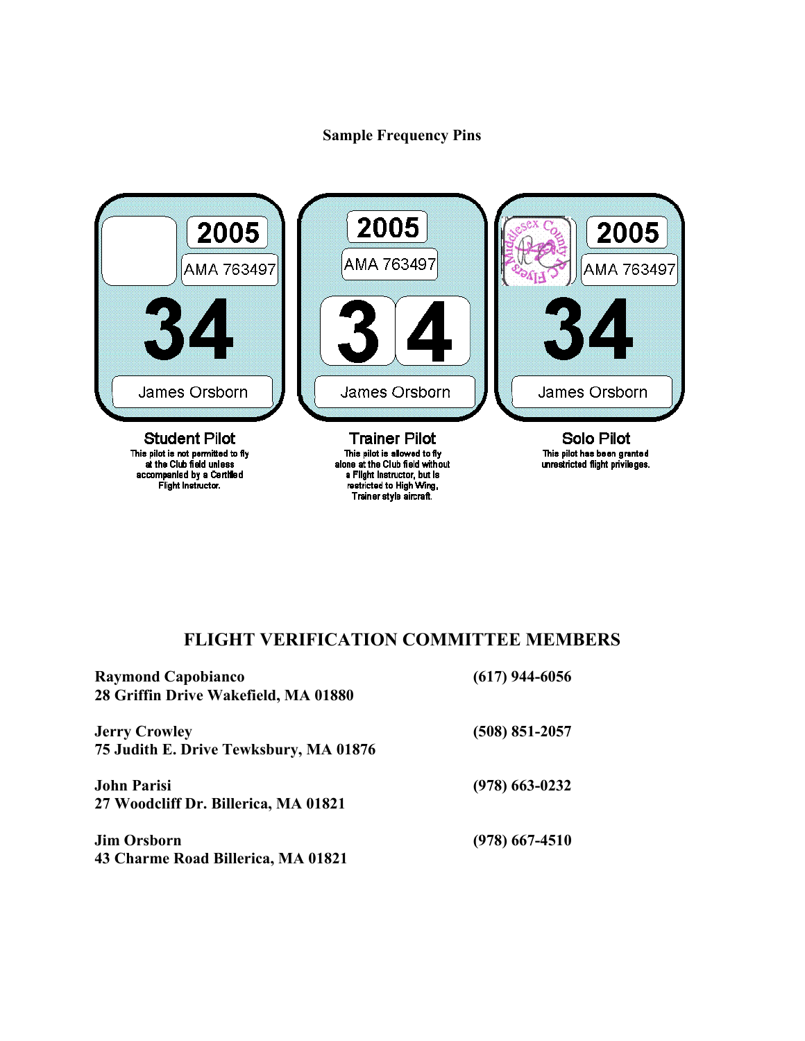**Sample Frequency Pins**

| 2005 | 2005 | 2005 |
| --- | --- | --- |
| AMA 763497 | AMA 763497 | AMA 763497 |
| 34 | 34 | 34 |
| James Orsborn | James Orsborn | James Orsborn |
| **Student Pilot** | **Trainer Pilot** | **Solo Pilot** |
| This pilot is not permitted to fly at the Club field unless accompanied by a Certified Flight Instructor. | This pilot is allowed to fly alone at the Club field without a Flight Instructor, but is restricted to High Wing, Trainer style aircraft. | This pilot has been granted unrestricted flight privileges. |

## FLIGHT VERIFICATION COMMITTEE MEMBERS

| Member | Phone |
| --- | --- |
| **Raymond Capobianco**<br>**28 Griffin Drive Wakefield, MA 01880** | **(617) 944-6056** |
| **Jerry Crowley**<br>**75 Judith E. Drive Tewksbury, MA 01876** | **(508) 851-2057** |
| **John Parisi**<br>**27 Woodcliff Dr. Billerica, MA 01821** | **(978) 663-0232** |
| **Jim Orsborn**<br>**43 Charme Road Billerica, MA 01821** | **(978) 667-4510** |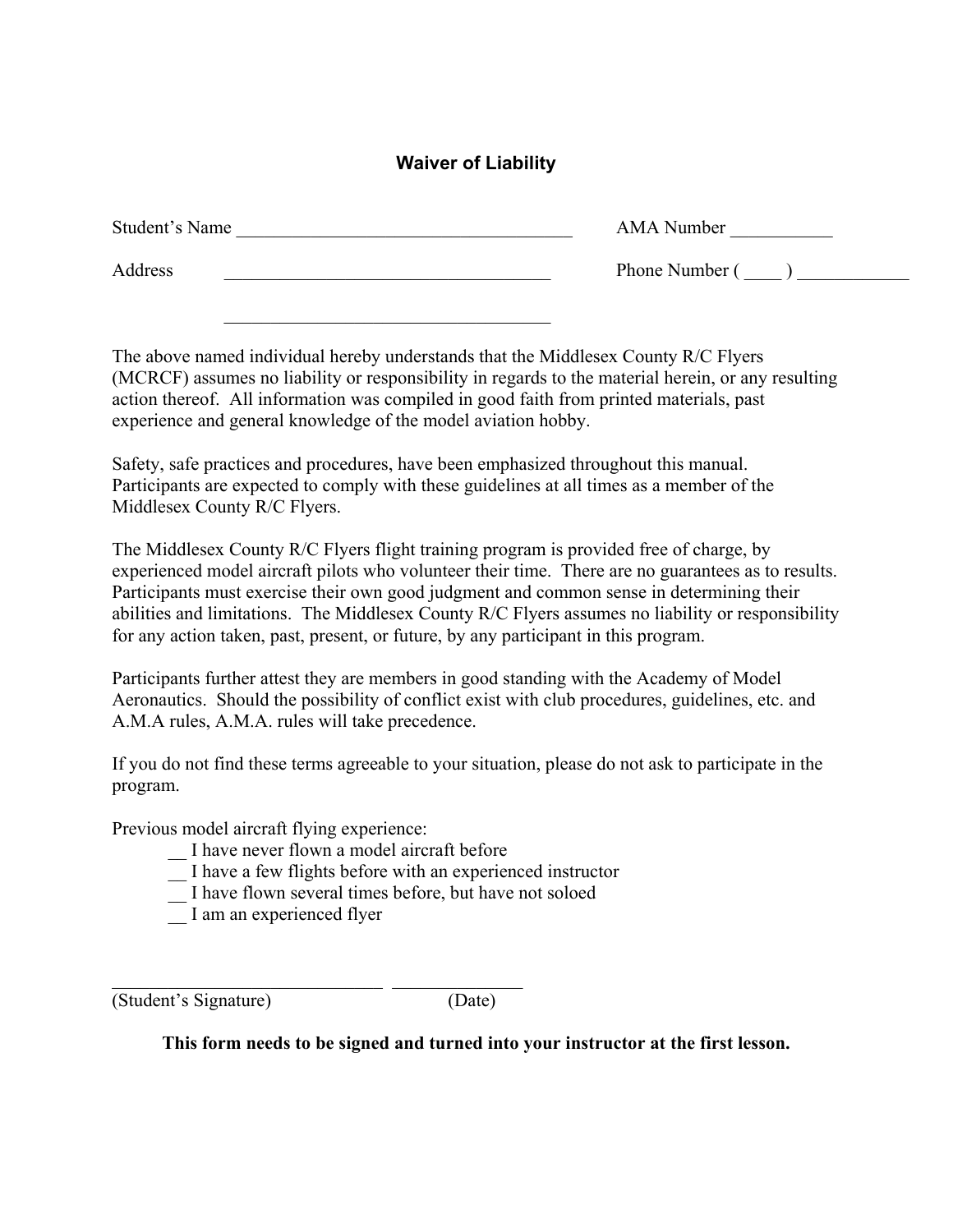## Waiver of Liability

Student's Name ____________________________________ AMA Number ___________

Address ___________________________________ Phone Number ( ____ ) ____________

___________________________________

The above named individual hereby understands that the Middlesex County R/C Flyers (MCRCF) assumes no liability or responsibility in regards to the material herein, or any resulting action thereof. All information was compiled in good faith from printed materials, past experience and general knowledge of the model aviation hobby.

Safety, safe practices and procedures, have been emphasized throughout this manual. Participants are expected to comply with these guidelines at all times as a member of the Middlesex County R/C Flyers.

The Middlesex County R/C Flyers flight training program is provided free of charge, by experienced model aircraft pilots who volunteer their time. There are no guarantees as to results. Participants must exercise their own good judgment and common sense in determining their abilities and limitations. The Middlesex County R/C Flyers assumes no liability or responsibility for any action taken, past, present, or future, by any participant in this program.

Participants further attest they are members in good standing with the Academy of Model Aeronautics. Should the possibility of conflict exist with club procedures, guidelines, etc. and A.M.A rules, A.M.A. rules will take precedence.

If you do not find these terms agreeable to your situation, please do not ask to participate in the program.

Previous model aircraft flying experience:

- __ I have never flown a model aircraft before
- __ I have a few flights before with an experienced instructor
- __ I have flown several times before, but have not soloed
- __ I am an experienced flyer

______________________________ ______________

(Student's Signature) (Date)

**This form needs to be signed and turned into your instructor at the first lesson.**